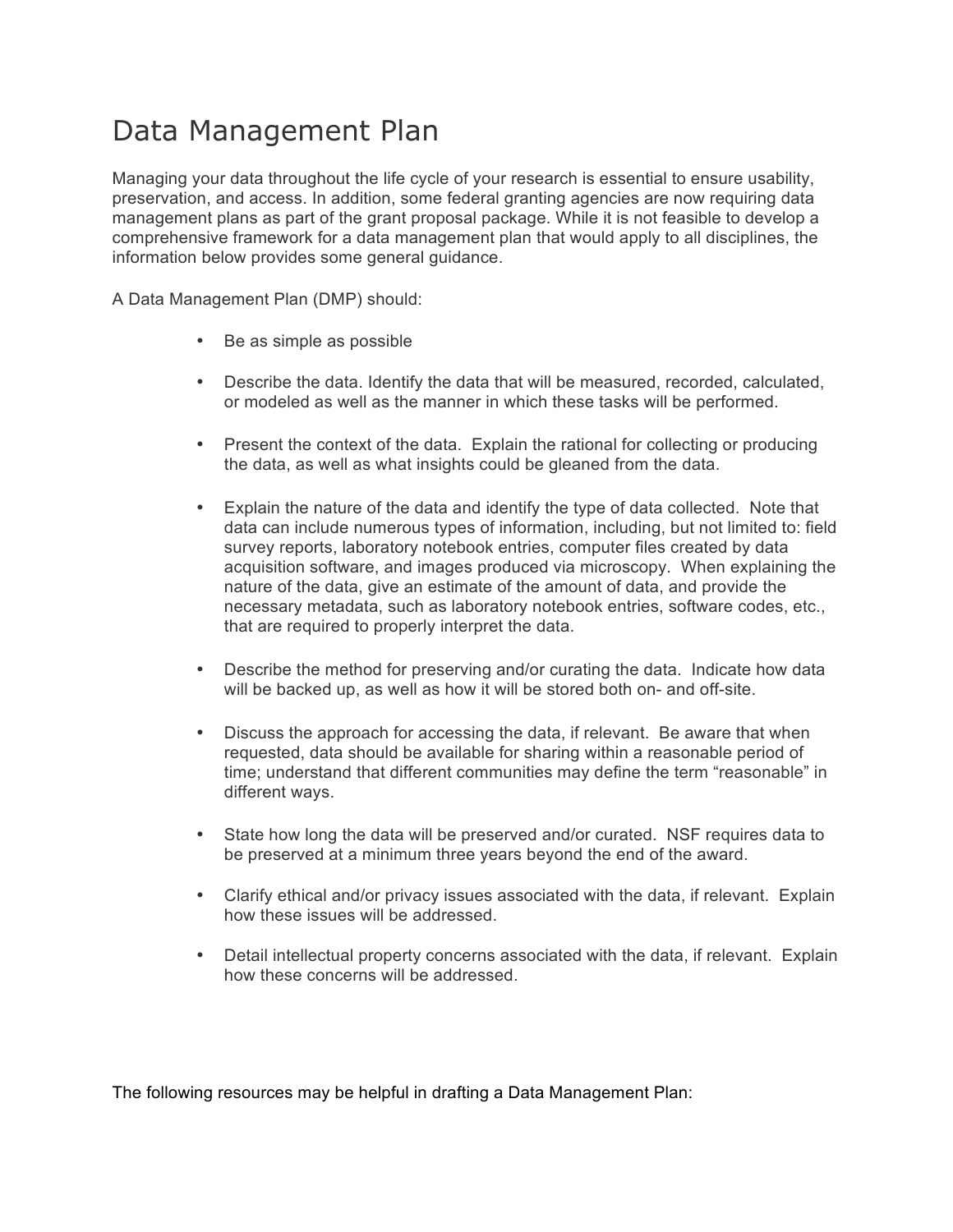# Data Management Plan

Managing your data throughout the life cycle of your research is essential to ensure usability, preservation, and access. In addition, some federal granting agencies are now requiring data management plans as part of the grant proposal package. While it is not feasible to develop a comprehensive framework for a data management plan that would apply to all disciplines, the information below provides some general guidance.

A Data Management Plan (DMP) should:

- Be as simple as possible
- Describe the data. Identify the data that will be measured, recorded, calculated, or modeled as well as the manner in which these tasks will be performed.
- Present the context of the data. Explain the rational for collecting or producing the data, as well as what insights could be gleaned from the data.
- Explain the nature of the data and identify the type of data collected. Note that data can include numerous types of information, including, but not limited to: field survey reports, laboratory notebook entries, computer files created by data acquisition software, and images produced via microscopy. When explaining the nature of the data, give an estimate of the amount of data, and provide the necessary metadata, such as laboratory notebook entries, software codes, etc., that are required to properly interpret the data.
- Describe the method for preserving and/or curating the data. Indicate how data will be backed up, as well as how it will be stored both on- and off-site.
- Discuss the approach for accessing the data, if relevant. Be aware that when requested, data should be available for sharing within a reasonable period of time; understand that different communities may define the term "reasonable" in different ways.
- State how long the data will be preserved and/or curated. NSF requires data to be preserved at a minimum three years beyond the end of the award.
- Clarify ethical and/or privacy issues associated with the data, if relevant. Explain how these issues will be addressed.
- Detail intellectual property concerns associated with the data, if relevant. Explain how these concerns will be addressed.

The following resources may be helpful in drafting a Data Management Plan: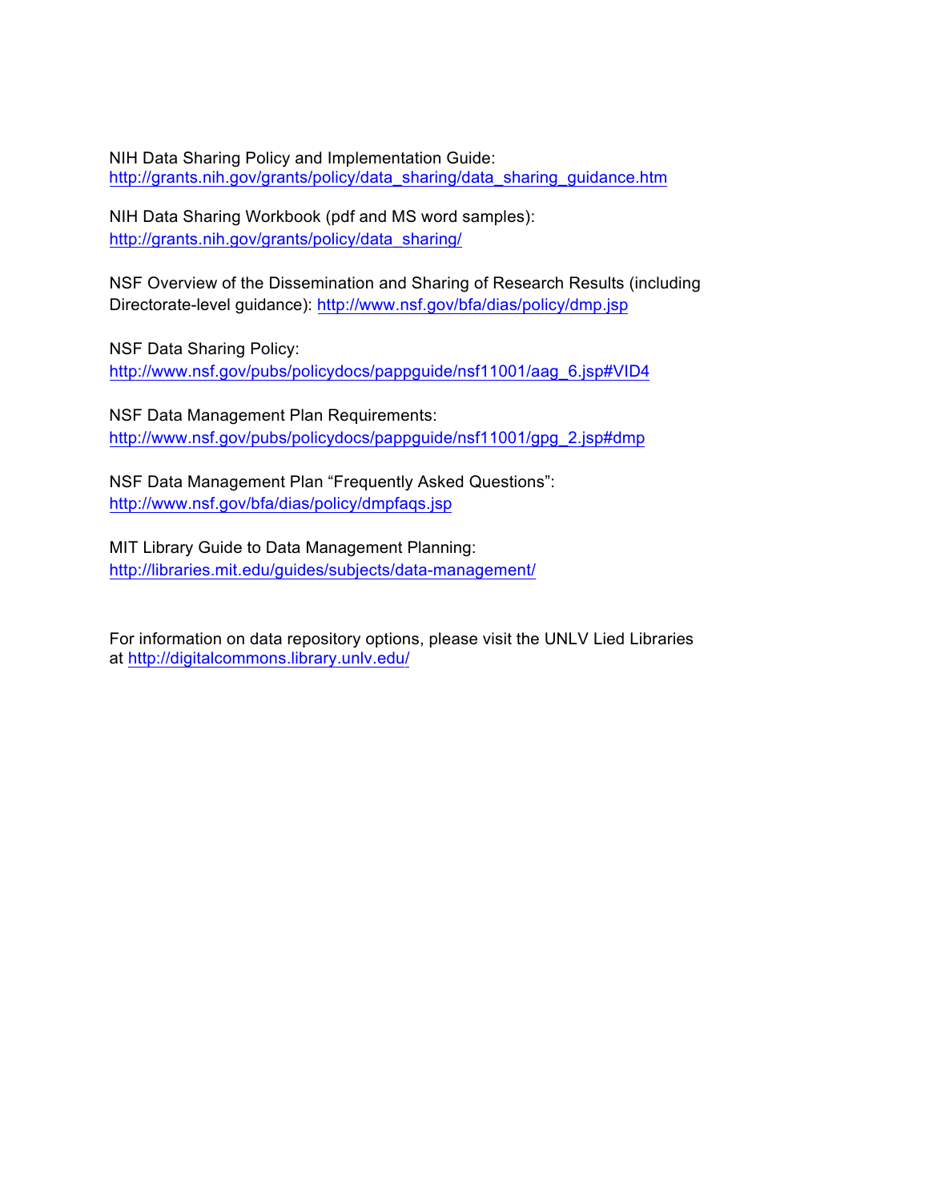NIH Data Sharing Policy and Implementation Guide:
http://grants.nih.gov/grants/policy/data_sharing/data_sharing_guidance.htm

NIH Data Sharing Workbook (pdf and MS word samples):
http://grants.nih.gov/grants/policy/data_sharing/

NSF Overview of the Dissemination and Sharing of Research Results (including Directorate-level guidance): http://www.nsf.gov/bfa/dias/policy/dmp.jsp

NSF Data Sharing Policy:
http://www.nsf.gov/pubs/policydocs/pappguide/nsf11001/aag_6.jsp#VID4

NSF Data Management Plan Requirements:
http://www.nsf.gov/pubs/policydocs/pappguide/nsf11001/gpg_2.jsp#dmp

NSF Data Management Plan "Frequently Asked Questions":
http://www.nsf.gov/bfa/dias/policy/dmpfaqs.jsp

MIT Library Guide to Data Management Planning:
http://libraries.mit.edu/guides/subjects/data-management/

For information on data repository options, please visit the UNLV Lied Libraries at http://digitalcommons.library.unlv.edu/